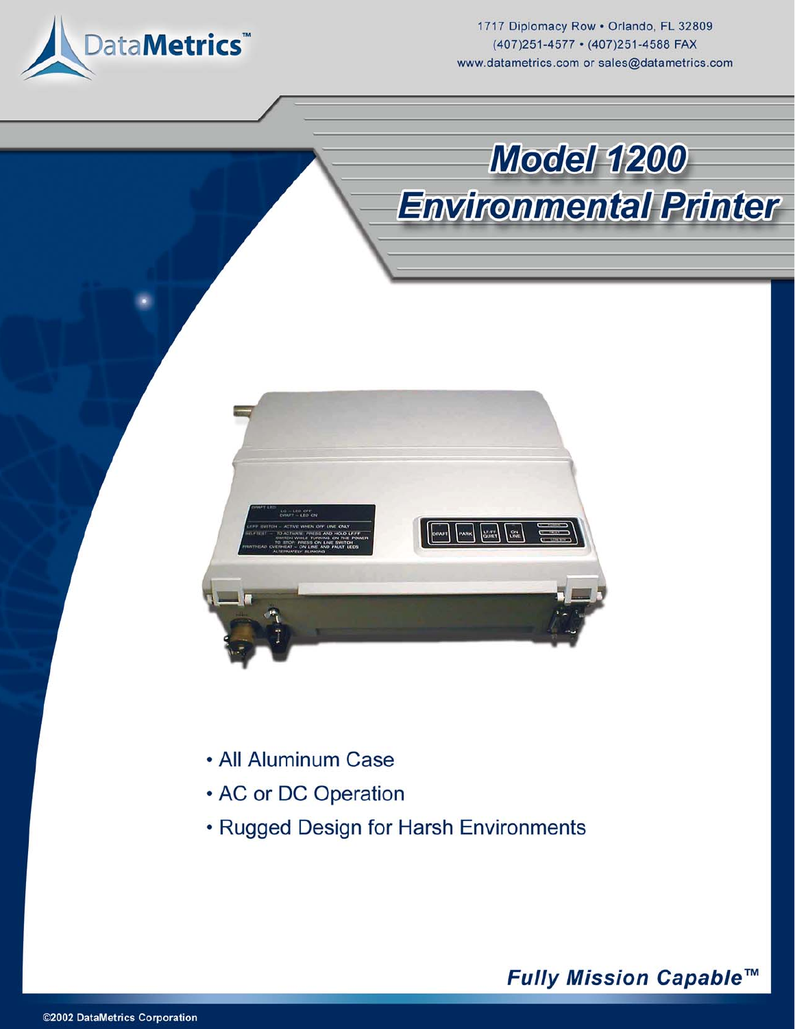DataMetrics™

1717 Diplomacy Row • Orlando, FL 32809
(407)251-4577 • (407)251-4588 FAX
www.datametrics.com or sales@datametrics.com

# Model 1200 Environmental Printer

- All Aluminum Case
- AC or DC Operation
- Rugged Design for Harsh Environments

***Fully Mission Capable™***

©2002 DataMetrics Corporation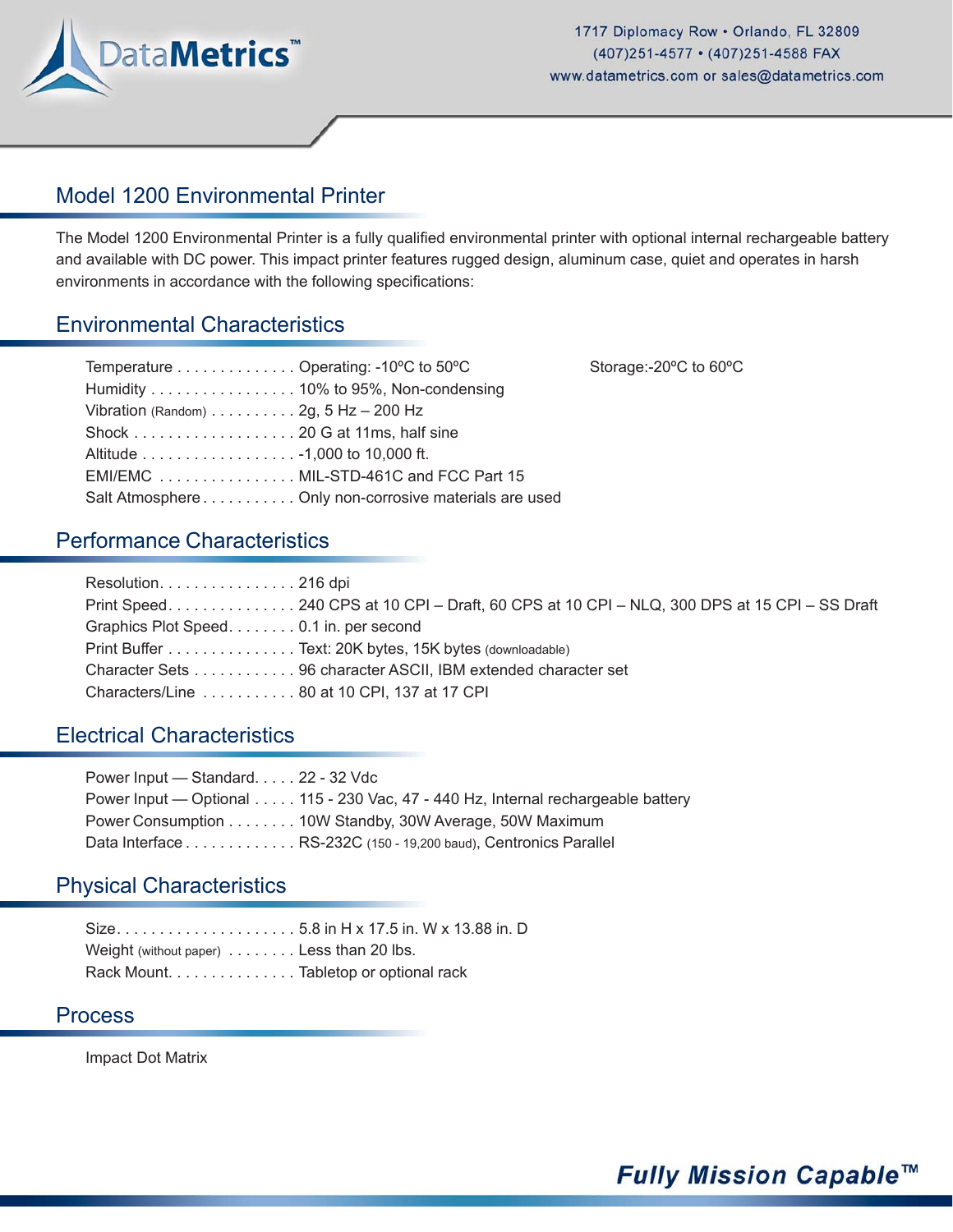DataMetrics™

1717 Diplomacy Row • Orlando, FL 32809
(407)251-4577 • (407)251-4588 FAX
www.datametrics.com or sales@datametrics.com

## Model 1200 Environmental Printer

The Model 1200 Environmental Printer is a fully qualified environmental printer with optional internal rechargeable battery and available with DC power. This impact printer features rugged design, aluminum case, quiet and operates in harsh environments in accordance with the following specifications:

## Environmental Characteristics

| | | |
|---|---|---|
| Temperature | Operating: -10ºC to 50ºC | Storage:-20ºC to 60ºC |
| Humidity | 10% to 95%, Non-condensing | |
| Vibration (Random) | 2g, 5 Hz – 200 Hz | |
| Shock | 20 G at 11ms, half sine | |
| Altitude | -1,000 to 10,000 ft. | |
| EMI/EMC | MIL-STD-461C and FCC Part 15 | |
| Salt Atmosphere | Only non-corrosive materials are used | |

## Performance Characteristics

| | |
|---|---|
| Resolution | 216 dpi |
| Print Speed | 240 CPS at 10 CPI – Draft, 60 CPS at 10 CPI – NLQ, 300 DPS at 15 CPI – SS Draft |
| Graphics Plot Speed | 0.1 in. per second |
| Print Buffer | Text: 20K bytes, 15K bytes (downloadable) |
| Character Sets | 96 character ASCII, IBM extended character set |
| Characters/Line | 80 at 10 CPI, 137 at 17 CPI |

## Electrical Characteristics

| | |
|---|---|
| Power Input — Standard | 22 - 32 Vdc |
| Power Input — Optional | 115 - 230 Vac, 47 - 440 Hz, Internal rechargeable battery |
| Power Consumption | 10W Standby, 30W Average, 50W Maximum |
| Data Interface | RS-232C (150 - 19,200 baud), Centronics Parallel |

## Physical Characteristics

| | |
|---|---|
| Size | 5.8 in H x 17.5 in. W x 13.88 in. D |
| Weight (without paper) | Less than 20 lbs. |
| Rack Mount | Tabletop or optional rack |

## Process

Impact Dot Matrix

***Fully Mission Capable™***